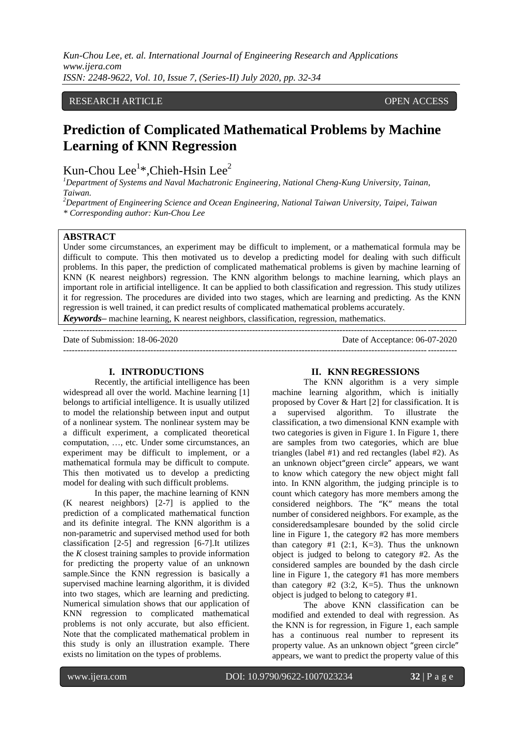RESEARCH ARTICLE OPEN ACCESS

# Prediction of Complicated Mathematical Problems by Machine Learning of KNN Regression

Kun-Chou Lee[1]*, Chieh-Hsin Lee[2]

[1]*Department of Systems and Naval Machatronic Engineering, National Cheng-Kung University, Tainan, Taiwan.*

[2]*Department of Engineering Science and Ocean Engineering, National Taiwan University, Taipei, Taiwan*

*\* Corresponding author: Kun-Chou Lee*

## ABSTRACT

Under some circumstances, an experiment may be difficult to implement, or a mathematical formula may be difficult to compute. This then motivated us to develop a predicting model for dealing with such difficult problems. In this paper, the prediction of complicated mathematical problems is given by machine learning of KNN (K nearest neighbors) regression. The KNN algorithm belongs to machine learning, which plays an important role in artificial intelligence. It can be applied to both classification and regression. This study utilizes it for regression. The procedures are divided into two stages, which are learning and predicting. As the KNN regression is well trained, it can predict results of complicated mathematical problems accurately.

***Keywords*–** machine learning, K nearest neighbors, classification, regression, mathematics.

---

Date of Submission: 18-06-2020 Date of Acceptance: 06-07-2020

---

## I. INTRODUCTIONS

Recently, the artificial intelligence has been widespread all over the world. Machine learning [1] belongs to artificial intelligence. It is usually utilized to model the relationship between input and output of a nonlinear system. The nonlinear system may be a difficult experiment, a complicated theoretical computation, …, etc. Under some circumstances, an experiment may be difficult to implement, or a mathematical formula may be difficult to compute. This then motivated us to develop a predicting model for dealing with such difficult problems.

In this paper, the machine learning of KNN (K nearest neighbors) [2-7] is applied to the prediction of a complicated mathematical function and its definite integral. The KNN algorithm is a non-parametric and supervised method used for both classification [2-5] and regression [6-7].It utilizes the *K* closest training samples to provide information for predicting the property value of an unknown sample.Since the KNN regression is basically a supervised machine learning algorithm, it is divided into two stages, which are learning and predicting. Numerical simulation shows that our application of KNN regression to complicated mathematical problems is not only accurate, but also efficient. Note that the complicated mathematical problem in this study is only an illustration example. There exists no limitation on the types of problems.

## II. KNN REGRESSIONS

The KNN algorithm is a very simple machine learning algorithm, which is initially proposed by Cover & Hart [2] for classification. It is a supervised algorithm. To illustrate the classification, a two dimensional KNN example with two categories is given in Figure 1. In Figure 1, there are samples from two categories, which are blue triangles (label #1) and red rectangles (label #2). As an unknown object"green circle" appears, we want to know which category the new object might fall into. In KNN algorithm, the judging principle is to count which category has more members among the considered neighbors. The "K" means the total number of considered neighbors. For example, as the consideredsamplesare bounded by the solid circle line in Figure 1, the category #2 has more members than category #1 (2:1, K=3). Thus the unknown object is judged to belong to category #2. As the considered samples are bounded by the dash circle line in Figure 1, the category #1 has more members than category #2 (3:2, K=5). Thus the unknown object is judged to belong to category #1.

The above KNN classification can be modified and extended to deal with regression. As the KNN is for regression, in Figure 1, each sample has a continuous real number to represent its property value. As an unknown object "green circle" appears, we want to predict the property value of this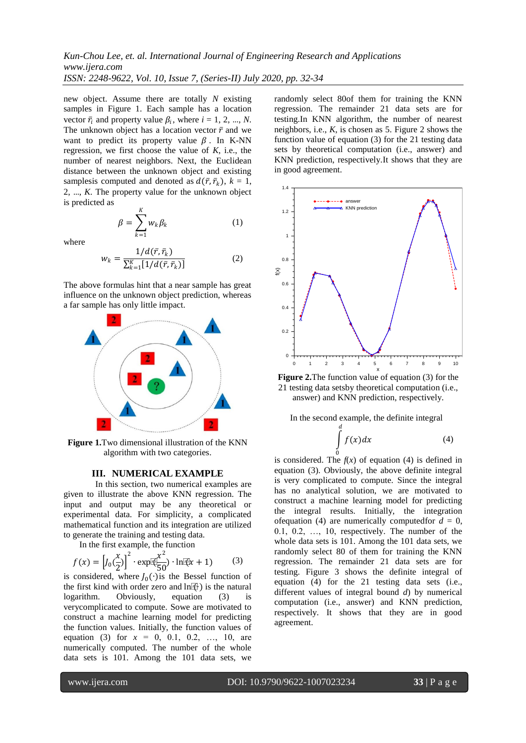new object. Assume there are totally $N$ existing samples in Figure 1. Each sample has a location vector $\bar{r}_i$ and property value $\beta_i$, where $i$ = 1, 2, ..., $N$. The unknown object has a location vector $\bar{r}$ and we want to predict its property value $\beta$. In K-NN regression, we first choose the value of $K$, i.e., the number of nearest neighbors. Next, the Euclidean distance between the unknown object and existing samplesis computed and denoted as $d(\bar{r}, \bar{r}_k)$, $k$ = 1, 2, ..., $K$. The property value for the unknown object is predicted as

$$\beta = \sum_{k=1}^{K} w_k \beta_k \qquad (1)$$

where

$$w_k = \frac{1/d(\bar{r}, \bar{r}_k)}{\sum_{k=1}^{K}[1/d(\bar{r}, \bar{r}_k)]} \qquad (2)$$

The above formulas hint that a near sample has great influence on the unknown object prediction, whereas a far sample has only little impact.

**Figure 1.**Two dimensional illustration of the KNN algorithm with two categories.

## III. NUMERICAL EXAMPLE

In this section, two numerical examples are given to illustrate the above KNN regression. The input and output may be any theoretical or experimental data. For simplicity, a complicated mathematical function and its integration are utilized to generate the training and testing data.

In the first example, the function

$$f(x) = \left[J_0\left(\frac{x}{2}\right)\right]^2 \cdot \exp\left(\frac{x^2}{50}\right) \cdot \ln(x+1) \qquad (3)$$

is considered, where $J_0(\cdot)$ is the Bessel function of the first kind with order zero and $\ln(\cdot)$ is the natural logarithm. Obviously, equation (3) is verycomplicated to compute. Sowe are motivated to construct a machine learning model for predicting the function values. Initially, the function values of equation (3) for $x$ = 0, 0.1, 0.2, …, 10, are numerically computed. The number of the whole data sets is 101. Among the 101 data sets, we randomly select 80of them for training the KNN regression. The remainder 21 data sets are for testing.In KNN algorithm, the number of nearest neighbors, i.e., $K$, is chosen as 5. Figure 2 shows the function value of equation (3) for the 21 testing data sets by theoretical computation (i.e., answer) and KNN prediction, respectively.It shows that they are in good agreement.

**Figure 2.**The function value of equation (3) for the 21 testing data setsby theoretical computation (i.e., answer) and KNN prediction, respectively.

In the second example, the definite integral

$$\int_0^d f(x)dx \qquad (4)$$

is considered. The $f(x)$ of equation (4) is defined in equation (3). Obviously, the above definite integral is very complicated to compute. Since the integral has no analytical solution, we are motivated to construct a machine learning model for predicting the integral results. Initially, the integration ofequation (4) are numerically computedfor $d$ = 0, 0.1, 0.2, …, 10, respectively. The number of the whole data sets is 101. Among the 101 data sets, we randomly select 80 of them for training the KNN regression. The remainder 21 data sets are for testing. Figure 3 shows the definite integral of equation (4) for the 21 testing data sets (i.e., different values of integral bound $d$) by numerical computation (i.e., answer) and KNN prediction, respectively. It shows that they are in good agreement.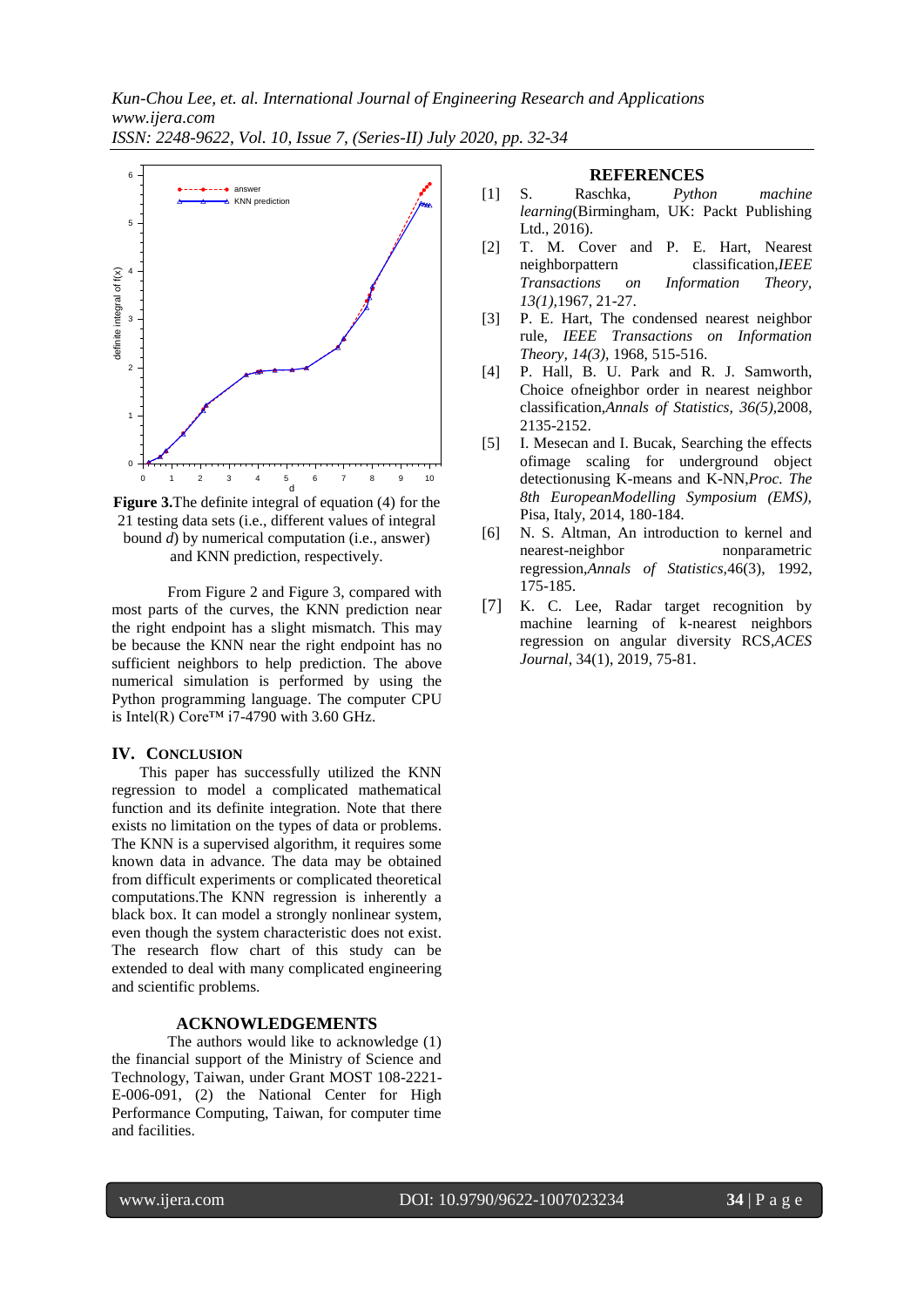6
5
4
3
2
1
0

0 1 2 3 4 5 6 7 8 9 10

d

definite integral of f(x)

answer
KNN prediction

**Figure 3.**The definite integral of equation (4) for the 21 testing data sets (i.e., different values of integral bound *d*) by numerical computation (i.e., answer) and KNN prediction, respectively.

From Figure 2 and Figure 3, compared with most parts of the curves, the KNN prediction near the right endpoint has a slight mismatch. This may be because the KNN near the right endpoint has no sufficient neighbors to help prediction. The above numerical simulation is performed by using the Python programming language. The computer CPU is Intel(R) Core™ i7-4790 with 3.60 GHz.

## IV. Conclusion

This paper has successfully utilized the KNN regression to model a complicated mathematical function and its definite integration. Note that there exists no limitation on the types of data or problems. The KNN is a supervised algorithm, it requires some known data in advance. The data may be obtained from difficult experiments or complicated theoretical computations.The KNN regression is inherently a black box. It can model a strongly nonlinear system, even though the system characteristic does not exist. The research flow chart of this study can be extended to deal with many complicated engineering and scientific problems.

## ACKNOWLEDGEMENTS

The authors would like to acknowledge (1) the financial support of the Ministry of Science and Technology, Taiwan, under Grant MOST 108-2221-E-006-091, (2) the National Center for High Performance Computing, Taiwan, for computer time and facilities.

## REFERENCES

[1] S. Raschka, *Python machine learning*(Birmingham, UK: Packt Publishing Ltd., 2016).

[2] T. M. Cover and P. E. Hart, Nearest neighborpattern classification,*IEEE Transactions on Information Theory, 13(1)*,1967, 21-27.

[3] P. E. Hart, The condensed nearest neighbor rule, *IEEE Transactions on Information Theory, 14(3)*, 1968, 515-516.

[4] P. Hall, B. U. Park and R. J. Samworth, Choice ofneighbor order in nearest neighbor classification,*Annals of Statistics, 36(5)*,2008, 2135-2152.

[5] I. Mesecan and I. Bucak, Searching the effects ofimage scaling for underground object detectionusing K-means and K-NN,*Proc. The 8th EuropeanModelling Symposium (EMS)*, Pisa, Italy, 2014, 180-184.

[6] N. S. Altman, An introduction to kernel and nearest-neighbor nonparametric regression,*Annals of Statistics*,46(3), 1992, 175-185.

[7] K. C. Lee, Radar target recognition by machine learning of k-nearest neighbors regression on angular diversity RCS,*ACES Journal*, 34(1), 2019, 75-81.